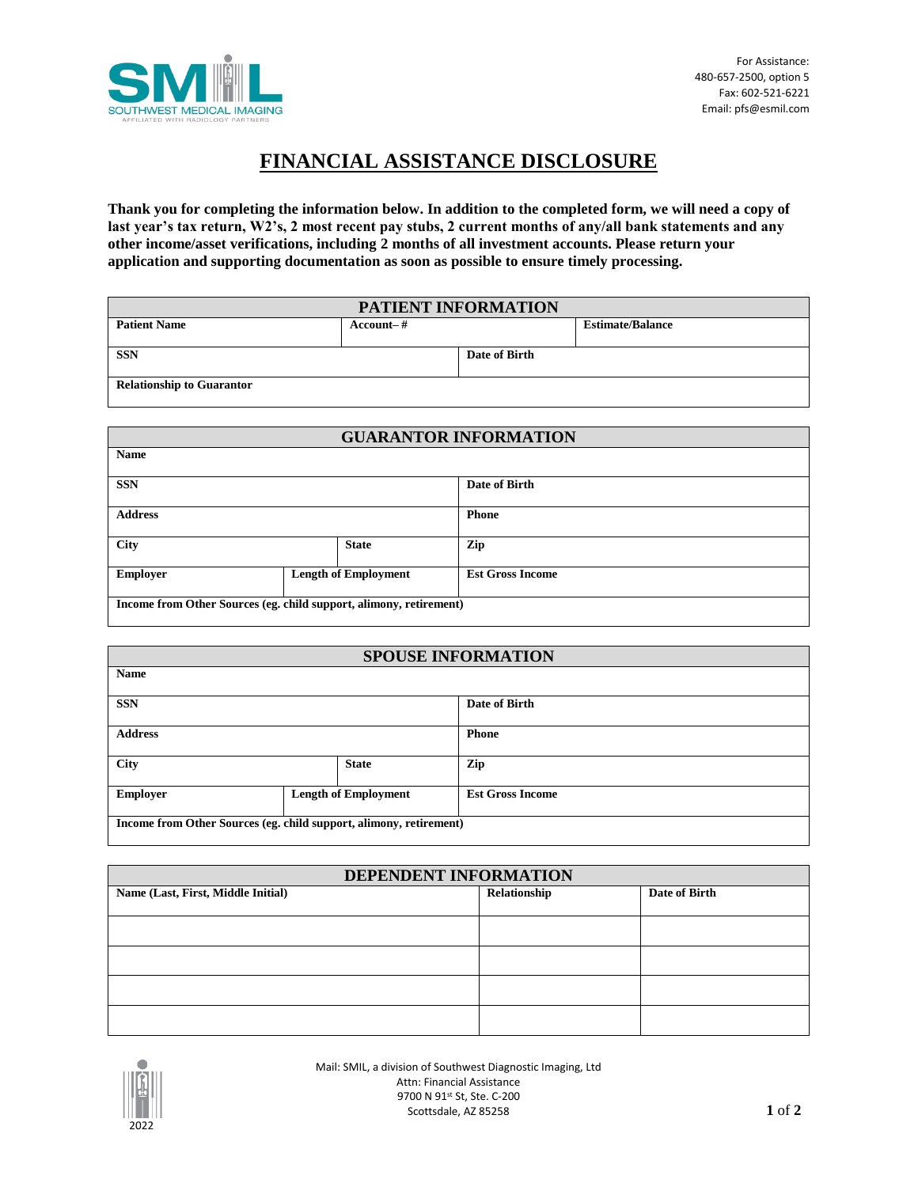SMIL
SOUTHWEST MEDICAL IMAGING
AFFILIATED WITH RADIOLOGY PARTNERS

For Assistance:
480-657-2500, option 5
Fax: 602-521-6221
Email: pfs@esmil.com

# FINANCIAL ASSISTANCE DISCLOSURE

**Thank you for completing the information below. In addition to the completed form, we will need a copy of last year's tax return, W2's, 2 most recent pay stubs, 2 current months of any/all bank statements and any other income/asset verifications, including 2 months of all investment accounts. Please return your application and supporting documentation as soon as possible to ensure timely processing.**

| PATIENT INFORMATION | | |
|---|---|---|
| **Patient Name** | **Account– #** | **Estimate/Balance** |
| **SSN** | **Date of Birth** | |
| **Relationship to Guarantor** | | |

| GUARANTOR INFORMATION | | |
|---|---|---|
| **Name** | | |
| **SSN** | | **Date of Birth** |
| **Address** | | **Phone** |
| **City** | **State** | **Zip** |
| **Employer** | **Length of Employment** | **Est Gross Income** |
| **Income from Other Sources (eg. child support, alimony, retirement)** | | |

| SPOUSE INFORMATION | | |
|---|---|---|
| **Name** | | |
| **SSN** | | **Date of Birth** |
| **Address** | | **Phone** |
| **City** | **State** | **Zip** |
| **Employer** | **Length of Employment** | **Est Gross Income** |
| **Income from Other Sources (eg. child support, alimony, retirement)** | | |

| DEPENDENT INFORMATION | | |
|---|---|---|
| **Name (Last, First, Middle Initial)** | **Relationship** | **Date of Birth** |
| | | |
| | | |
| | | |
| | | |

Mail: SMIL, a division of Southwest Diagnostic Imaging, Ltd
Attn: Financial Assistance
9700 N 91st St, Ste. C-200
Scottsdale, AZ 85258

2022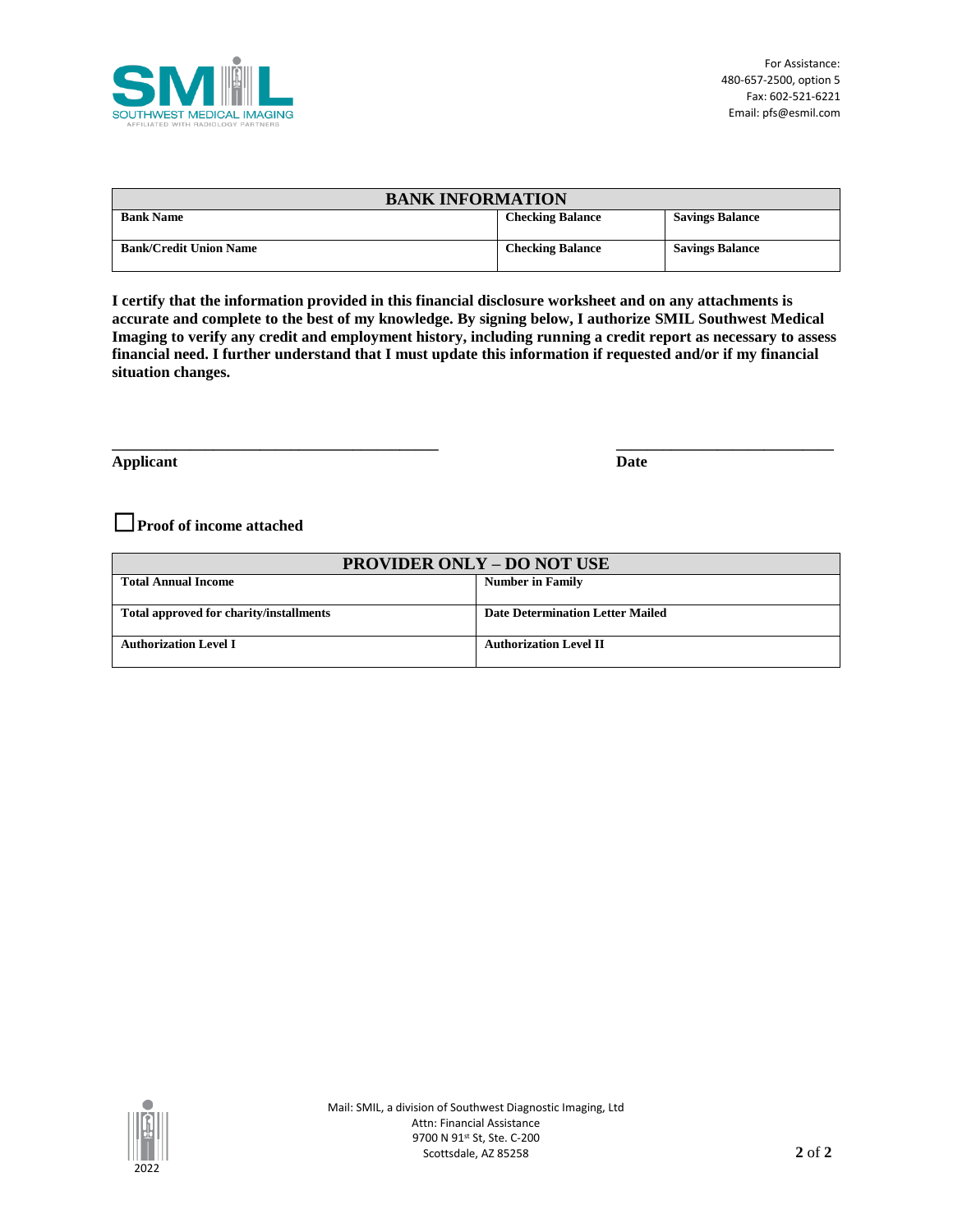For Assistance:
480-657-2500, option 5
Fax: 602-521-6221
Email: pfs@esmil.com

| BANK INFORMATION | | |
|---|---|---|
| **Bank Name** | **Checking Balance** | **Savings Balance** |
| **Bank/Credit Union Name** | **Checking Balance** | **Savings Balance** |

**I certify that the information provided in this financial disclosure worksheet and on any attachments is accurate and complete to the best of my knowledge. By signing below, I authorize SMIL Southwest Medical Imaging to verify any credit and employment history, including running a credit report as necessary to assess financial need. I further understand that I must update this information if requested and/or if my financial situation changes.**

\_\_\_\_\_\_\_\_\_\_\_\_\_\_\_\_\_\_\_\_\_\_\_\_\_\_\_\_\_\_\_\_\_\_\_\_\_\_\_\_ \_\_\_\_\_\_\_\_\_\_\_\_\_\_\_\_\_\_\_\_\_\_\_\_\_\_\_

**Applicant** **Date**

☐ **Proof of income attached**

| PROVIDER ONLY – DO NOT USE | |
|---|---|
| **Total Annual Income** | **Number in Family** |
| **Total approved for charity/installments** | **Date Determination Letter Mailed** |
| **Authorization Level I** | **Authorization Level II** |

2022

Mail: SMIL, a division of Southwest Diagnostic Imaging, Ltd
Attn: Financial Assistance
9700 N 91st St, Ste. C-200
Scottsdale, AZ 85258